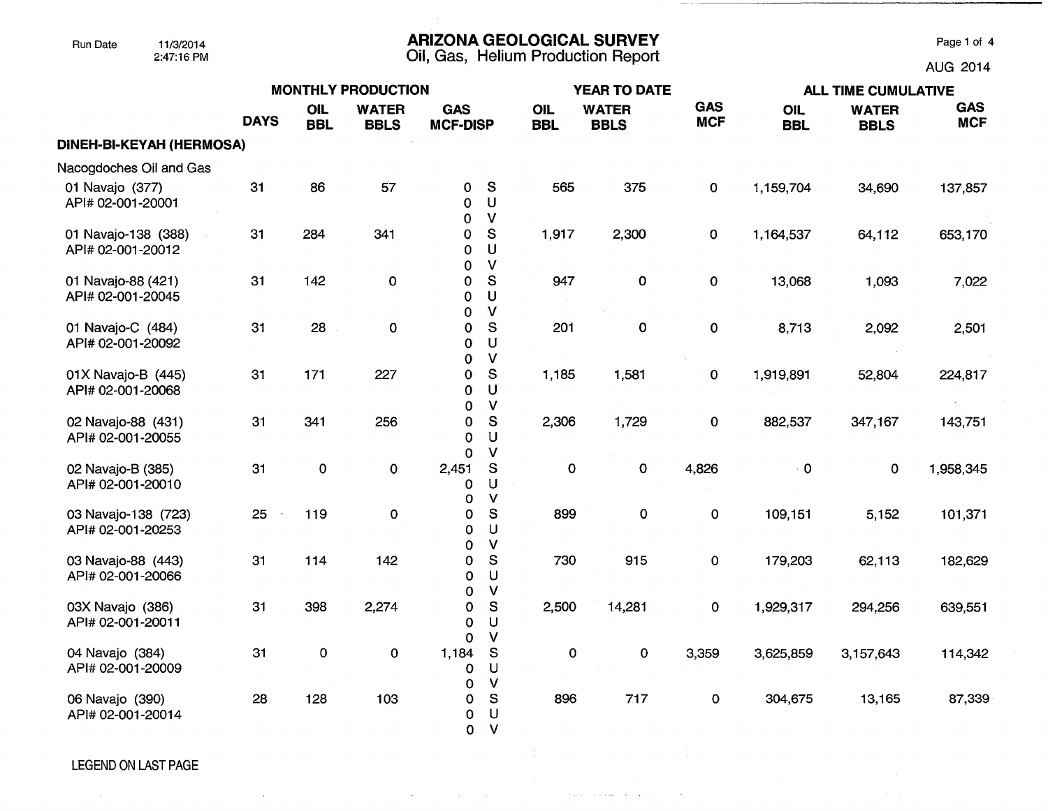Run Date 11/3/2014 2:47:16 PM

# ARIZONA GEOLOGICAL SURVEY

## Oil, Gas, Helium Production Report

AUG 2014

| | MONTHLY PRODUCTION | | | | | YEAR TO DATE | | | ALL TIME CUMULATIVE | | |
|---|---|---|---|---|---|---|---|---|---|---|---|
| | DAYS | OIL BBL | WATER BBLS | GAS MCF-DISP | | OIL BBL | WATER BBLS | GAS MCF | OIL BBL | WATER BBLS | GAS MCF |
| **DINEH-BI-KEYAH (HERMOSA)** | | | | | | | | | | | |
| Nacogdoches Oil and Gas | | | | | | | | | | | |
| 01 Navajo (377) API# 02-001-20001 | 31 | 86 | 57 | 0 / 0 / 0 | S / U / V | 565 | 375 | 0 | 1,159,704 | 34,690 | 137,857 |
| 01 Navajo-138 (388) API# 02-001-20012 | 31 | 284 | 341 | 0 / 0 / 0 | S / U / V | 1,917 | 2,300 | 0 | 1,164,537 | 64,112 | 653,170 |
| 01 Navajo-88 (421) API# 02-001-20045 | 31 | 142 | 0 | 0 / 0 / 0 | S / U / V | 947 | 0 | 0 | 13,068 | 1,093 | 7,022 |
| 01 Navajo-C (484) API# 02-001-20092 | 31 | 28 | 0 | 0 / 0 / 0 | S / U / V | 201 | 0 | 0 | 8,713 | 2,092 | 2,501 |
| 01X Navajo-B (445) API# 02-001-20068 | 31 | 171 | 227 | 0 / 0 / 0 | S / U / V | 1,185 | 1,581 | 0 | 1,919,891 | 52,804 | 224,817 |
| 02 Navajo-88 (431) API# 02-001-20055 | 31 | 341 | 256 | 0 / 0 / 0 | S / U / V | 2,306 | 1,729 | 0 | 882,537 | 347,167 | 143,751 |
| 02 Navajo-B (385) API# 02-001-20010 | 31 | 0 | 0 | 2,451 / 0 / 0 | S / U / V | 0 | 0 | 4,826 | 0 | 0 | 1,958,345 |
| 03 Navajo-138 (723) API# 02-001-20253 | 25 | 119 | 0 | 0 / 0 / 0 | S / U / V | 899 | 0 | 0 | 109,151 | 5,152 | 101,371 |
| 03 Navajo-88 (443) API# 02-001-20066 | 31 | 114 | 142 | 0 / 0 / 0 | S / U / V | 730 | 915 | 0 | 179,203 | 62,113 | 182,629 |
| 03X Navajo (386) API# 02-001-20011 | 31 | 398 | 2,274 | 0 / 0 / 0 | S / U / V | 2,500 | 14,281 | 0 | 1,929,317 | 294,256 | 639,551 |
| 04 Navajo (384) API# 02-001-20009 | 31 | 0 | 0 | 1,184 / 0 / 0 | S / U / V | 0 | 0 | 3,359 | 3,625,859 | 3,157,643 | 114,342 |
| 06 Navajo (390) API# 02-001-20014 | 28 | 128 | 103 | 0 / 0 / 0 | S / U / V | 896 | 717 | 0 | 304,675 | 13,165 | 87,339 |

LEGEND ON LAST PAGE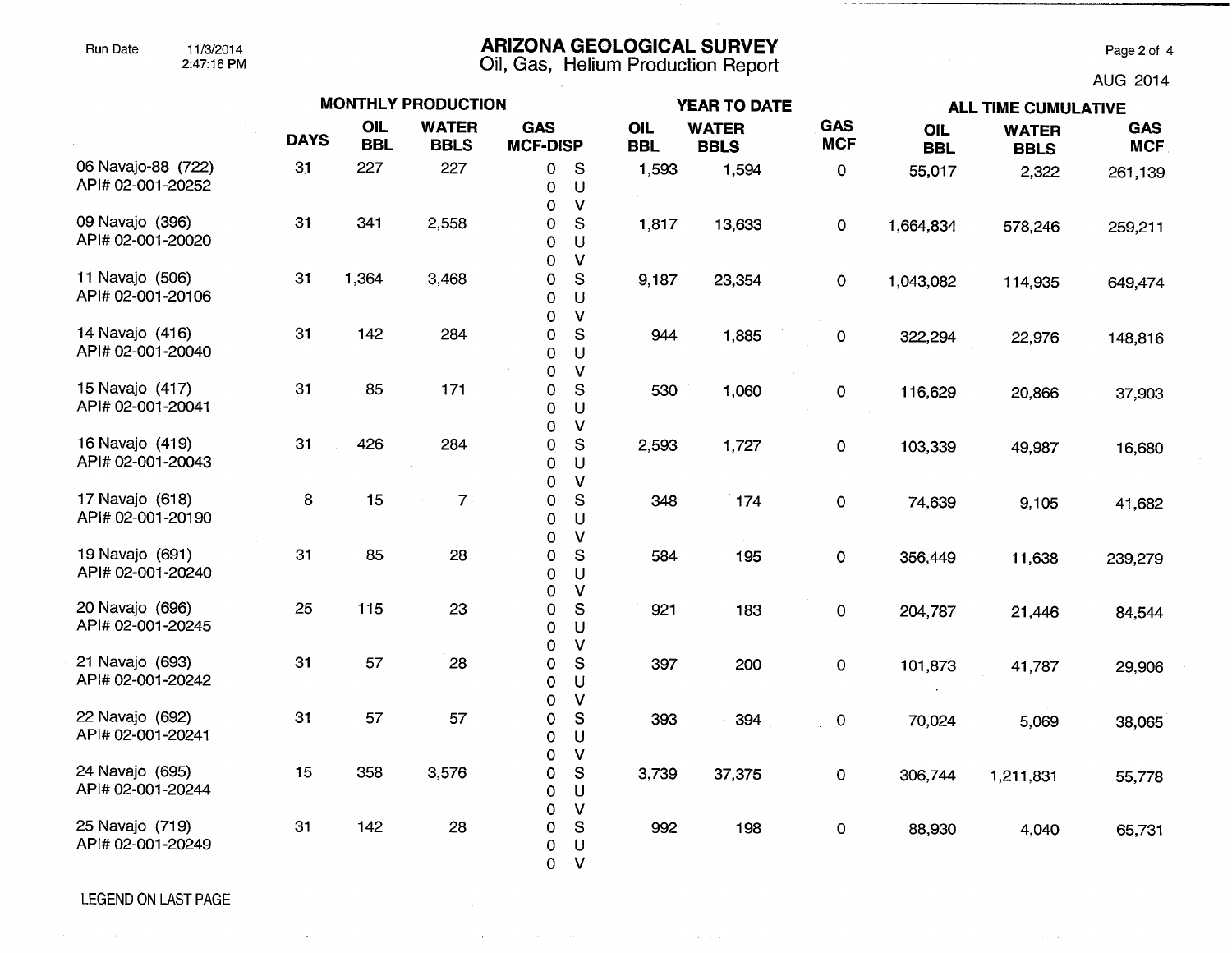# ARIZONA GEOLOGICAL SURVEY

## Oil, Gas, Helium Production Report

Run Date 11/3/2014 2:47:16 PM

AUG 2014

| | MONTHLY PRODUCTION | | | | | YEAR TO DATE | | | ALL TIME CUMULATIVE | | |
|---|---|---|---|---|---|---|---|---|---|---|---|
| | DAYS | OIL BBL | WATER BBLS | GAS MCF | DISP | OIL BBL | WATER BBLS | GAS MCF | OIL BBL | WATER BBLS | GAS MCF |
| 06 Navajo-88 (722) API# 02-001-20252 | 31 | 227 | 227 | 0<br>0<br>0 | S<br>U<br>V | 1,593 | 1,594 | 0 | 55,017 | 2,322 | 261,139 |
| 09 Navajo (396) API# 02-001-20020 | 31 | 341 | 2,558 | 0<br>0<br>0 | S<br>U<br>V | 1,817 | 13,633 | 0 | 1,664,834 | 578,246 | 259,211 |
| 11 Navajo (506) API# 02-001-20106 | 31 | 1,364 | 3,468 | 0<br>0<br>0 | S<br>U<br>V | 9,187 | 23,354 | 0 | 1,043,082 | 114,935 | 649,474 |
| 14 Navajo (416) API# 02-001-20040 | 31 | 142 | 284 | 0<br>0<br>0 | S<br>U<br>V | 944 | 1,885 | 0 | 322,294 | 22,976 | 148,816 |
| 15 Navajo (417) API# 02-001-20041 | 31 | 85 | 171 | 0<br>0<br>0 | S<br>U<br>V | 530 | 1,060 | 0 | 116,629 | 20,866 | 37,903 |
| 16 Navajo (419) API# 02-001-20043 | 31 | 426 | 284 | 0<br>0<br>0 | S<br>U<br>V | 2,593 | 1,727 | 0 | 103,339 | 49,987 | 16,680 |
| 17 Navajo (618) API# 02-001-20190 | 8 | 15 | 7 | 0<br>0<br>0 | S<br>U<br>V | 348 | 174 | 0 | 74,639 | 9,105 | 41,682 |
| 19 Navajo (691) API# 02-001-20240 | 31 | 85 | 28 | 0<br>0<br>0 | S<br>U<br>V | 584 | 195 | 0 | 356,449 | 11,638 | 239,279 |
| 20 Navajo (696) API# 02-001-20245 | 25 | 115 | 23 | 0<br>0<br>0 | S<br>U<br>V | 921 | 183 | 0 | 204,787 | 21,446 | 84,544 |
| 21 Navajo (693) API# 02-001-20242 | 31 | 57 | 28 | 0<br>0<br>0 | S<br>U<br>V | 397 | 200 | 0 | 101,873 | 41,787 | 29,906 |
| 22 Navajo (692) API# 02-001-20241 | 31 | 57 | 57 | 0<br>0<br>0 | S<br>U<br>V | 393 | 394 | 0 | 70,024 | 5,069 | 38,065 |
| 24 Navajo (695) API# 02-001-20244 | 15 | 358 | 3,576 | 0<br>0<br>0 | S<br>U<br>V | 3,739 | 37,375 | 0 | 306,744 | 1,211,831 | 55,778 |
| 25 Navajo (719) API# 02-001-20249 | 31 | 142 | 28 | 0<br>0<br>0 | S<br>U<br>V | 992 | 198 | 0 | 88,930 | 4,040 | 65,731 |

LEGEND ON LAST PAGE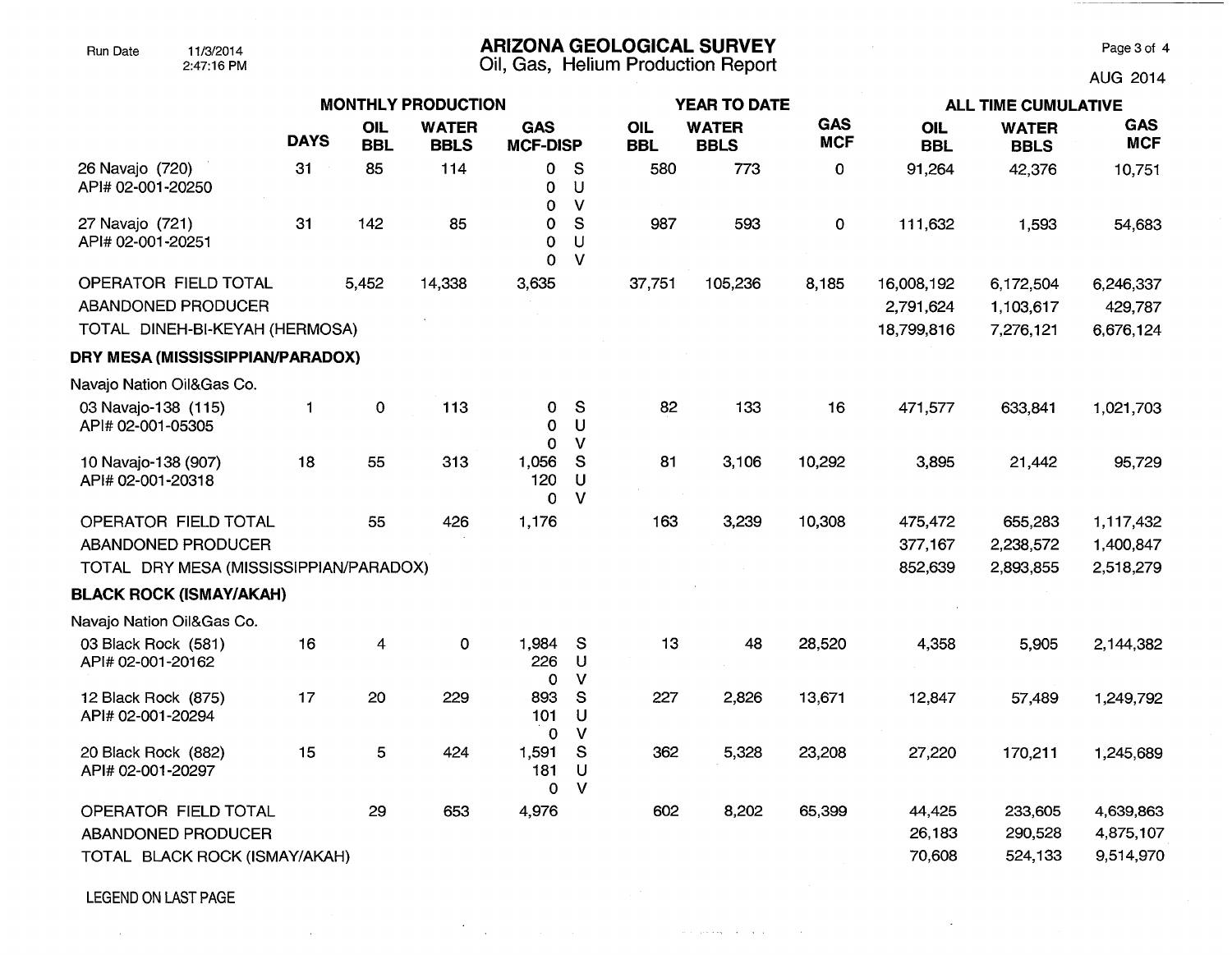**ARIZONA GEOLOGICAL SURVEY**
Oil, Gas, Helium Production Report

Run Date 11/3/2014 2:47:16 PM

AUG 2014

| | MONTHLY PRODUCTION | | | | | YEAR TO DATE | | | ALL TIME CUMULATIVE | | |
|---|---|---|---|---|---|---|---|---|---|---|---|
| | DAYS | OIL BBL | WATER BBLS | GAS MCF-DISP | | OIL BBL | WATER BBLS | GAS MCF | OIL BBL | WATER BBLS | GAS MCF |
| 26 Navajo (720) API# 02-001-20250 | 31 | 85 | 114 | 0 / 0 / 0 | S / U / V | 580 | 773 | 0 | 91,264 | 42,376 | 10,751 |
| 27 Navajo (721) API# 02-001-20251 | 31 | 142 | 85 | 0 / 0 / 0 | S / U / V | 987 | 593 | 0 | 111,632 | 1,593 | 54,683 |
| OPERATOR FIELD TOTAL | | 5,452 | 14,338 | 3,635 | | 37,751 | 105,236 | 8,185 | 16,008,192 | 6,172,504 | 6,246,337 |
| ABANDONED PRODUCER | | | | | | | | | 2,791,624 | 1,103,617 | 429,787 |
| TOTAL DINEH-BI-KEYAH (HERMOSA) | | | | | | | | | 18,799,816 | 7,276,121 | 6,676,124 |
| **DRY MESA (MISSISSIPPIAN/PARADOX)** | | | | | | | | | | | |
| Navajo Nation Oil&Gas Co. | | | | | | | | | | | |
| 03 Navajo-138 (115) API# 02-001-05305 | 1 | 0 | 113 | 0 / 0 / 0 | S / U / V | 82 | 133 | 16 | 471,577 | 633,841 | 1,021,703 |
| 10 Navajo-138 (907) API# 02-001-20318 | 18 | 55 | 313 | 1,056 / 120 / 0 | S / U / V | 81 | 3,106 | 10,292 | 3,895 | 21,442 | 95,729 |
| OPERATOR FIELD TOTAL | | 55 | 426 | 1,176 | | 163 | 3,239 | 10,308 | 475,472 | 655,283 | 1,117,432 |
| ABANDONED PRODUCER | | | | | | | | | 377,167 | 2,238,572 | 1,400,847 |
| TOTAL DRY MESA (MISSISSIPPIAN/PARADOX) | | | | | | | | | 852,639 | 2,893,855 | 2,518,279 |
| **BLACK ROCK (ISMAY/AKAH)** | | | | | | | | | | | |
| Navajo Nation Oil&Gas Co. | | | | | | | | | | | |
| 03 Black Rock (581) API# 02-001-20162 | 16 | 4 | 0 | 1,984 / 226 / 0 | S / U / V | 13 | 48 | 28,520 | 4,358 | 5,905 | 2,144,382 |
| 12 Black Rock (875) API# 02-001-20294 | 17 | 20 | 229 | 893 / 101 / 0 | S / U / V | 227 | 2,826 | 13,671 | 12,847 | 57,489 | 1,249,792 |
| 20 Black Rock (882) API# 02-001-20297 | 15 | 5 | 424 | 1,591 / 181 / 0 | S / U / V | 362 | 5,328 | 23,208 | 27,220 | 170,211 | 1,245,689 |
| OPERATOR FIELD TOTAL | | 29 | 653 | 4,976 | | 602 | 8,202 | 65,399 | 44,425 | 233,605 | 4,639,863 |
| ABANDONED PRODUCER | | | | | | | | | 26,183 | 290,528 | 4,875,107 |
| TOTAL BLACK ROCK (ISMAY/AKAH) | | | | | | | | | 70,608 | 524,133 | 9,514,970 |

LEGEND ON LAST PAGE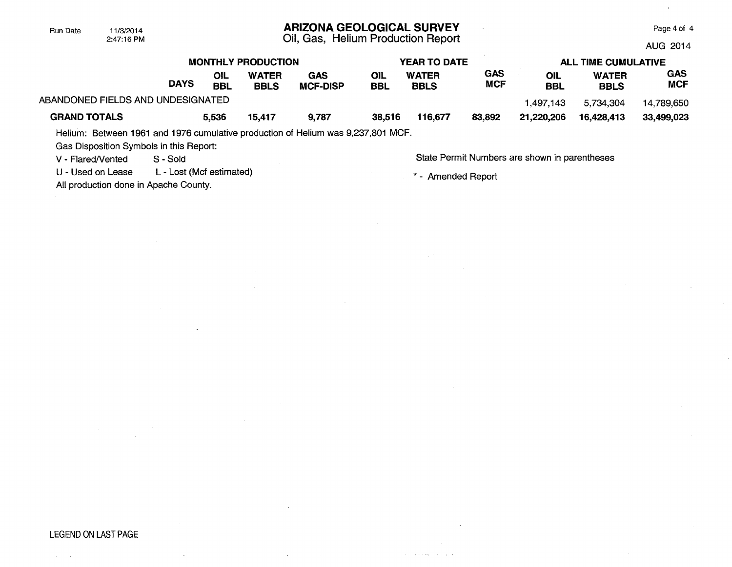# ARIZONA GEOLOGICAL SURVEY

Oil, Gas, Helium Production Report

AUG 2014

| | DAYS | MONTHLY PRODUCTION OIL BBL | WATER BBLS | GAS MCF-DISP | YEAR TO DATE OIL BBL | WATER BBLS | GAS MCF | ALL TIME CUMULATIVE OIL BBL | WATER BBLS | GAS MCF |
|---|---|---|---|---|---|---|---|---|---|---|
| ABANDONED FIELDS AND UNDESIGNATED | | | | | | | | 1,497,143 | 5,734,304 | 14,789,650 |
| **GRAND TOTALS** | | **5,536** | **15,417** | **9,787** | **38,516** | **116,677** | **83,892** | **21,220,206** | **16,428,413** | **33,499,023** |

Helium: Between 1961 and 1976 cumulative production of Helium was 9,237,801 MCF.

Gas Disposition Symbols in this Report:

V - Flared/Vented S - Sold

U - Used on Lease L - Lost (Mcf estimated)

All production done in Apache County.

State Permit Numbers are shown in parentheses

* - Amended Report

LEGEND ON LAST PAGE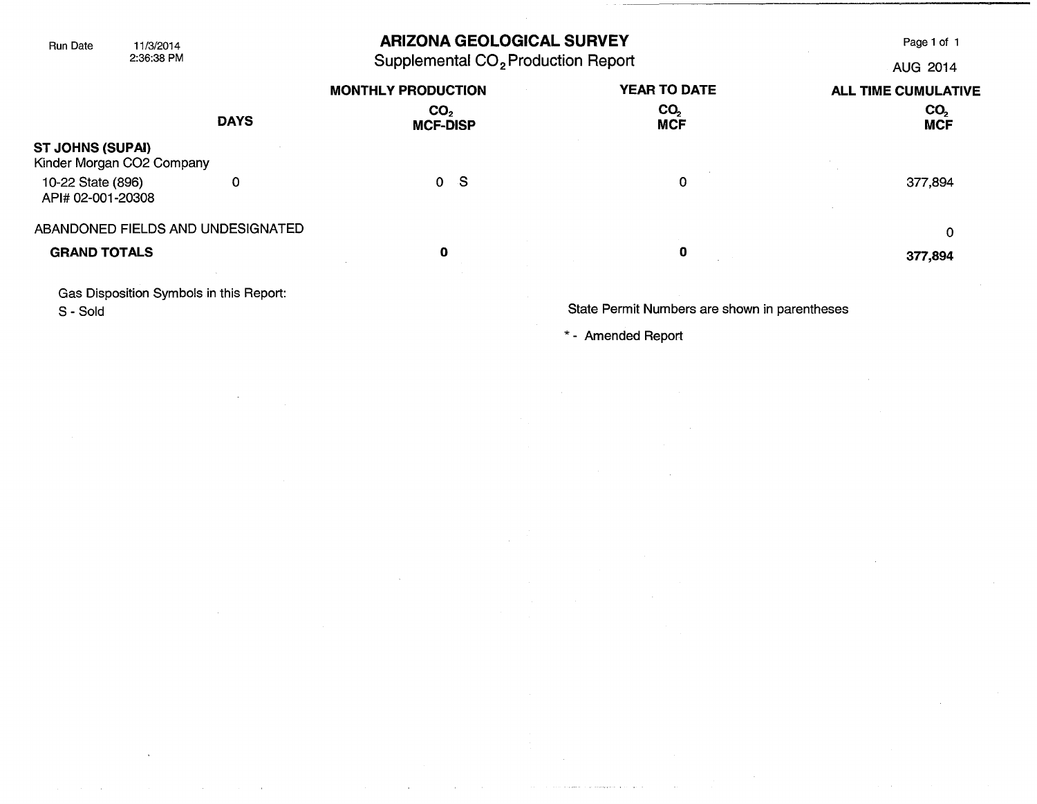Run Date 11/3/2014 2:36:38 PM

# ARIZONA GEOLOGICAL SURVEY

## Supplemental $CO_2$ Production Report

AUG 2014

| | DAYS | MONTHLY PRODUCTION $CO_2$ MCF-DISP | YEAR TO DATE $CO_2$ MCF | ALL TIME CUMULATIVE $CO_2$ MCF |
|---|---|---|---|---|
| **ST JOHNS (SUPAI)** | | | | |
| Kinder Morgan CO2 Company | | | | |
| 10-22 State (896) API# 02-001-20308 | 0 | 0 S | 0 | 377,894 |
| ABANDONED FIELDS AND UNDESIGNATED | | | | 0 |
| **GRAND TOTALS** | | **0** | **0** | **377,894** |

Gas Disposition Symbols in this Report:
S - Sold

State Permit Numbers are shown in parentheses

* - Amended Report